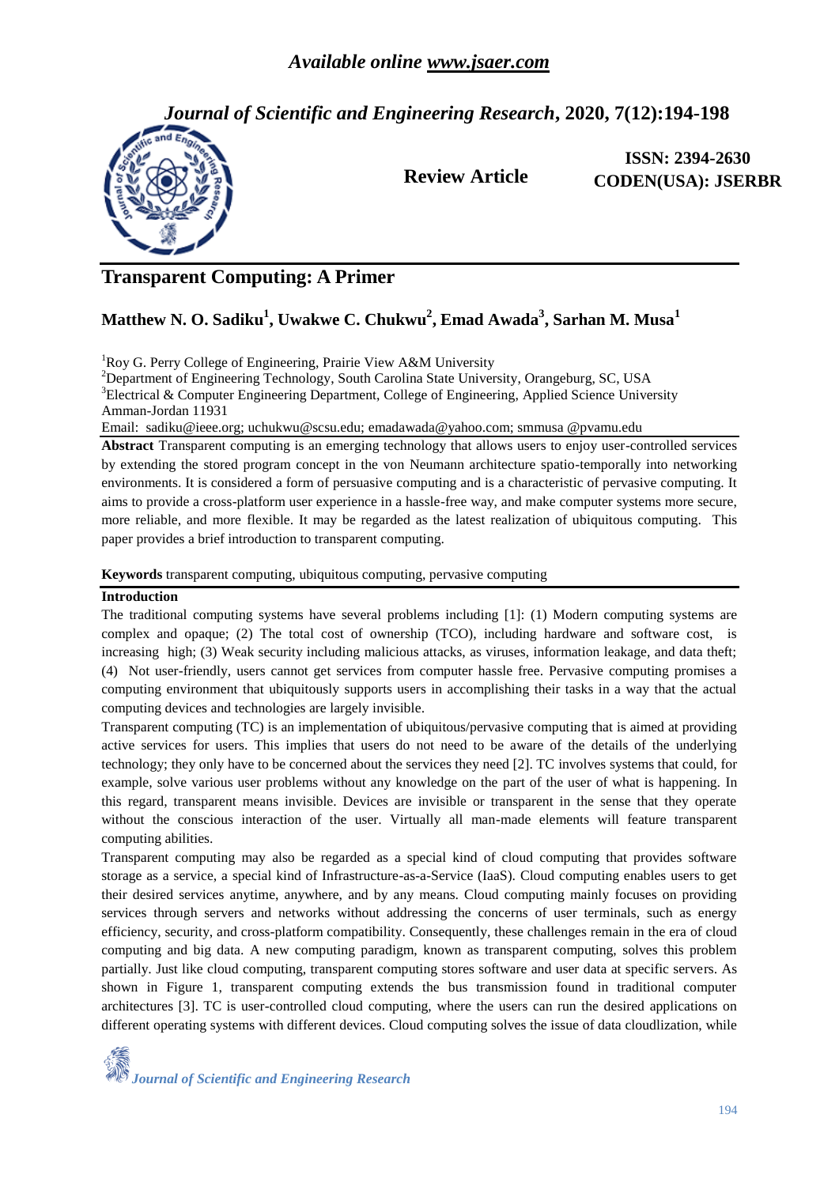# Transparent Computing: A Primer

## Matthew N. O. Sadiku[1], Uwakwe C. Chukwu[2], Emad Awada[3], Sarhan M. Musa[1]

[1]Roy G. Perry College of Engineering, Prairie View A&M University

[2]Department of Engineering Technology, South Carolina State University, Orangeburg, SC, USA

[3]Electrical & Computer Engineering Department, College of Engineering, Applied Science University Amman-Jordan 11931

Email: sadiku@ieee.org; uchukwu@scsu.edu; emadawada@yahoo.com; smmusa @pvamu.edu

**Abstract** Transparent computing is an emerging technology that allows users to enjoy user-controlled services by extending the stored program concept in the von Neumann architecture spatio-temporally into networking environments. It is considered a form of persuasive computing and is a characteristic of pervasive computing. It aims to provide a cross-platform user experience in a hassle-free way, and make computer systems more secure, more reliable, and more flexible. It may be regarded as the latest realization of ubiquitous computing. This paper provides a brief introduction to transparent computing.

**Keywords** transparent computing, ubiquitous computing, pervasive computing

### Introduction

The traditional computing systems have several problems including [1]: (1) Modern computing systems are complex and opaque; (2) The total cost of ownership (TCO), including hardware and software cost, is increasing high; (3) Weak security including malicious attacks, as viruses, information leakage, and data theft; (4) Not user-friendly, users cannot get services from computer hassle free. Pervasive computing promises a computing environment that ubiquitously supports users in accomplishing their tasks in a way that the actual computing devices and technologies are largely invisible.

Transparent computing (TC) is an implementation of ubiquitous/pervasive computing that is aimed at providing active services for users. This implies that users do not need to be aware of the details of the underlying technology; they only have to be concerned about the services they need [2]. TC involves systems that could, for example, solve various user problems without any knowledge on the part of the user of what is happening. In this regard, transparent means invisible. Devices are invisible or transparent in the sense that they operate without the conscious interaction of the user. Virtually all man-made elements will feature transparent computing abilities.

Transparent computing may also be regarded as a special kind of cloud computing that provides software storage as a service, a special kind of Infrastructure-as-a-Service (IaaS). Cloud computing enables users to get their desired services anytime, anywhere, and by any means. Cloud computing mainly focuses on providing services through servers and networks without addressing the concerns of user terminals, such as energy efficiency, security, and cross-platform compatibility. Consequently, these challenges remain in the era of cloud computing and big data. A new computing paradigm, known as transparent computing, solves this problem partially. Just like cloud computing, transparent computing stores software and user data at specific servers. As shown in Figure 1, transparent computing extends the bus transmission found in traditional computer architectures [3]. TC is user-controlled cloud computing, where the users can run the desired applications on different operating systems with different devices. Cloud computing solves the issue of data cloudlization, while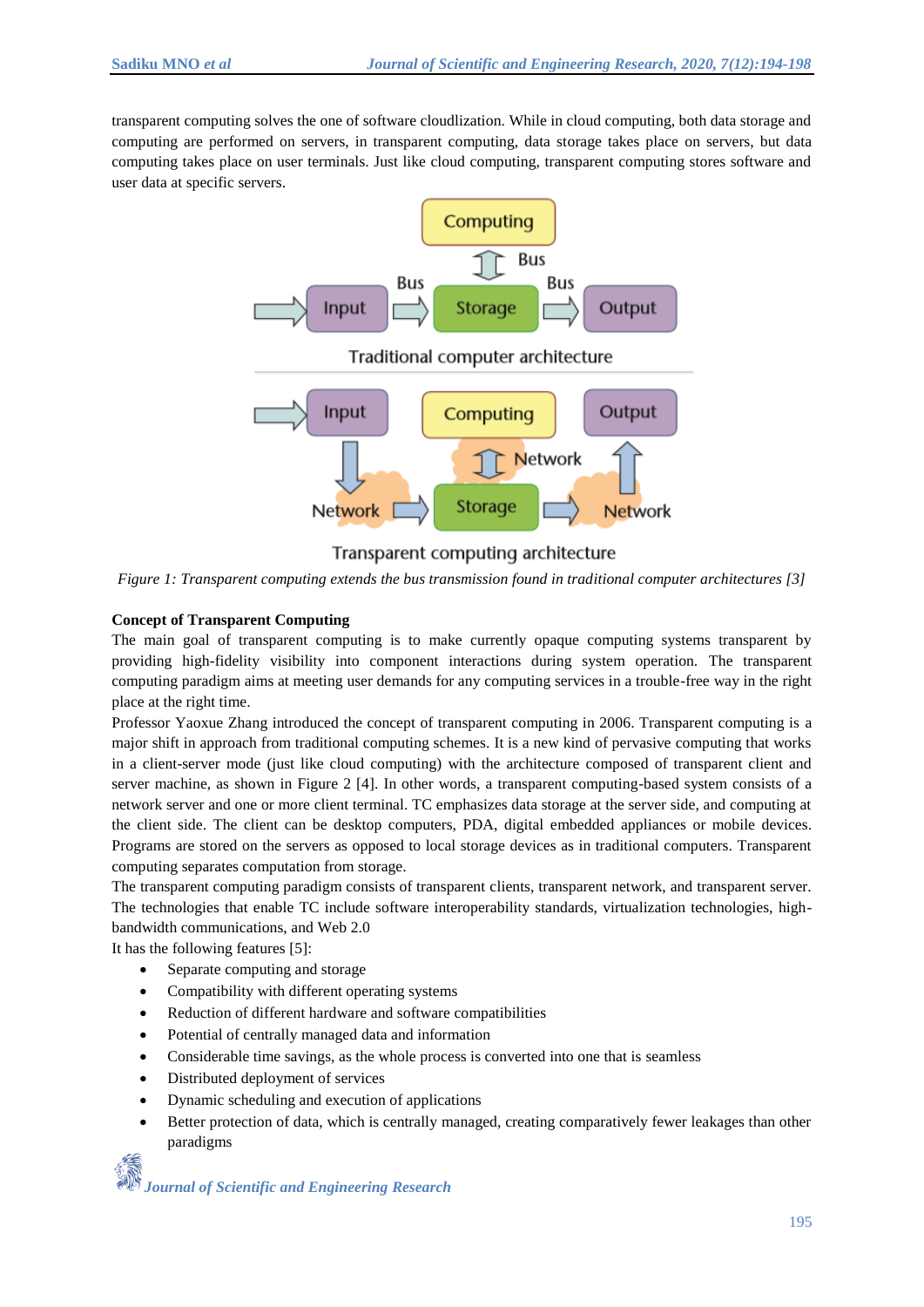transparent computing solves the one of software cloudlization. While in cloud computing, both data storage and computing are performed on servers, in transparent computing, data storage takes place on servers, but data computing takes place on user terminals. Just like cloud computing, transparent computing stores software and user data at specific servers.

*Figure 1: Transparent computing extends the bus transmission found in traditional computer architectures [3]*

**Concept of Transparent Computing**

The main goal of transparent computing is to make currently opaque computing systems transparent by providing high-fidelity visibility into component interactions during system operation. The transparent computing paradigm aims at meeting user demands for any computing services in a trouble-free way in the right place at the right time.

Professor Yaoxue Zhang introduced the concept of transparent computing in 2006. Transparent computing is a major shift in approach from traditional computing schemes. It is a new kind of pervasive computing that works in a client-server mode (just like cloud computing) with the architecture composed of transparent client and server machine, as shown in Figure 2 [4]. In other words, a transparent computing-based system consists of a network server and one or more client terminal. TC emphasizes data storage at the server side, and computing at the client side. The client can be desktop computers, PDA, digital embedded appliances or mobile devices. Programs are stored on the servers as opposed to local storage devices as in traditional computers. Transparent computing separates computation from storage.

The transparent computing paradigm consists of transparent clients, transparent network, and transparent server. The technologies that enable TC include software interoperability standards, virtualization technologies, high-bandwidth communications, and Web 2.0

It has the following features [5]:

- Separate computing and storage
- Compatibility with different operating systems
- Reduction of different hardware and software compatibilities
- Potential of centrally managed data and information
- Considerable time savings, as the whole process is converted into one that is seamless
- Distributed deployment of services
- Dynamic scheduling and execution of applications
- Better protection of data, which is centrally managed, creating comparatively fewer leakages than other paradigms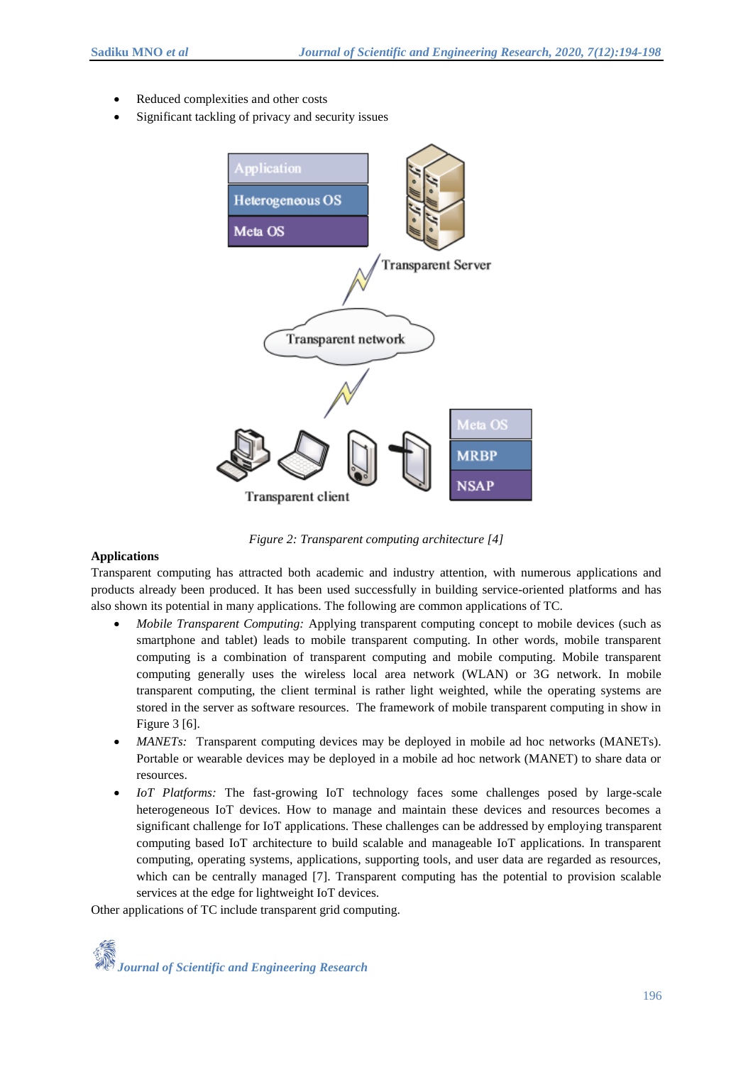- Reduced complexities and other costs
- Significant tackling of privacy and security issues

*Figure 2: Transparent computing architecture [4]*

**Applications**

Transparent computing has attracted both academic and industry attention, with numerous applications and products already been produced. It has been used successfully in building service-oriented platforms and has also shown its potential in many applications. The following are common applications of TC.

- *Mobile Transparent Computing:* Applying transparent computing concept to mobile devices (such as smartphone and tablet) leads to mobile transparent computing. In other words, mobile transparent computing is a combination of transparent computing and mobile computing. Mobile transparent computing generally uses the wireless local area network (WLAN) or 3G network. In mobile transparent computing, the client terminal is rather light weighted, while the operating systems are stored in the server as software resources. The framework of mobile transparent computing in show in Figure 3 [6].
- *MANETs:* Transparent computing devices may be deployed in mobile ad hoc networks (MANETs). Portable or wearable devices may be deployed in a mobile ad hoc network (MANET) to share data or resources.
- *IoT Platforms:* The fast-growing IoT technology faces some challenges posed by large-scale heterogeneous IoT devices. How to manage and maintain these devices and resources becomes a significant challenge for IoT applications. These challenges can be addressed by employing transparent computing based IoT architecture to build scalable and manageable IoT applications. In transparent computing, operating systems, applications, supporting tools, and user data are regarded as resources, which can be centrally managed [7]. Transparent computing has the potential to provision scalable services at the edge for lightweight IoT devices.

Other applications of TC include transparent grid computing.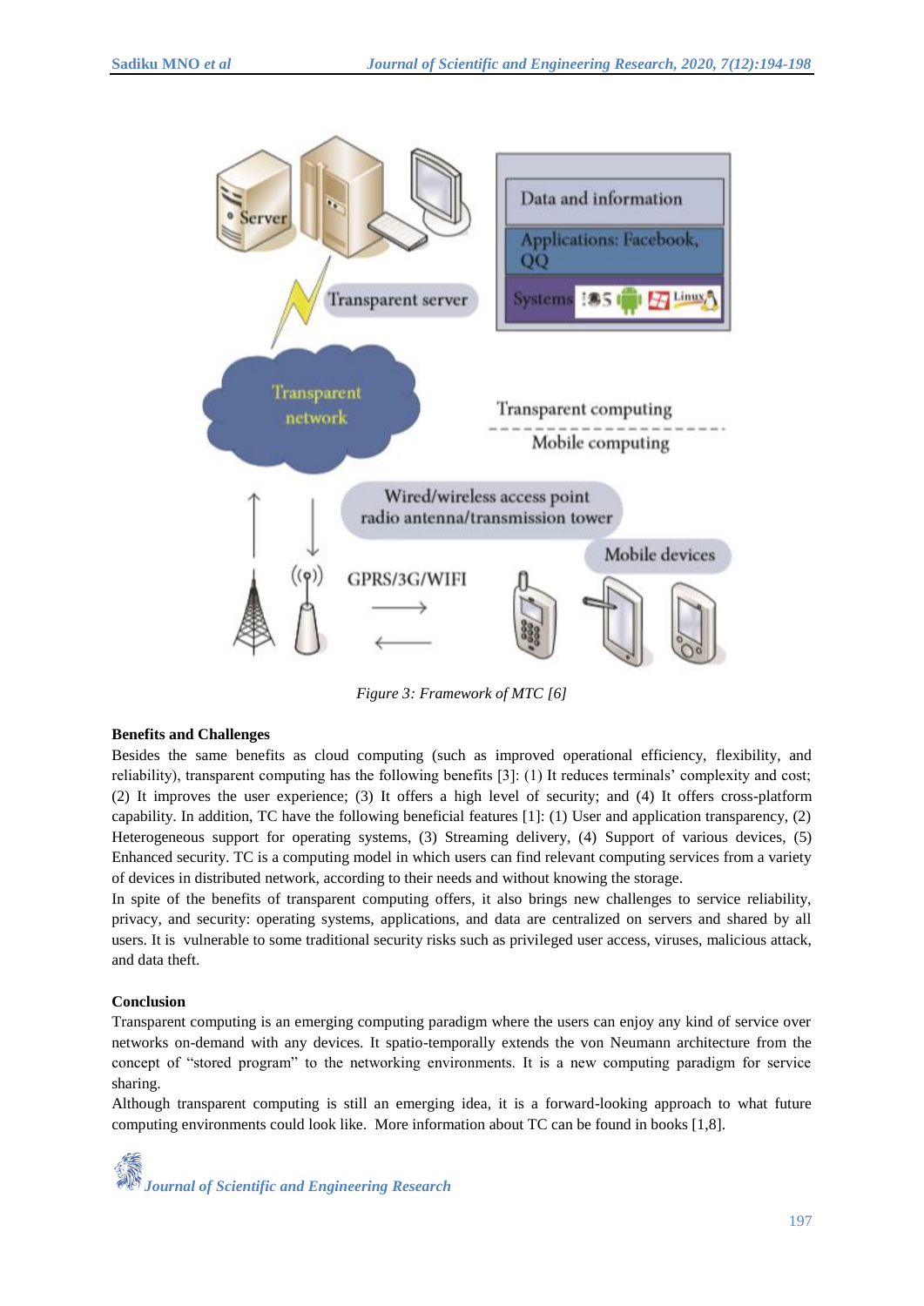Figure 3: Framework of MTC [6]

**Benefits and Challenges**

Besides the same benefits as cloud computing (such as improved operational efficiency, flexibility, and reliability), transparent computing has the following benefits [3]: (1) It reduces terminals' complexity and cost; (2) It improves the user experience; (3) It offers a high level of security; and (4) It offers cross-platform capability. In addition, TC have the following beneficial features [1]: (1) User and application transparency, (2) Heterogeneous support for operating systems, (3) Streaming delivery, (4) Support of various devices, (5) Enhanced security. TC is a computing model in which users can find relevant computing services from a variety of devices in distributed network, according to their needs and without knowing the storage.

In spite of the benefits of transparent computing offers, it also brings new challenges to service reliability, privacy, and security: operating systems, applications, and data are centralized on servers and shared by all users. It is vulnerable to some traditional security risks such as privileged user access, viruses, malicious attack, and data theft.

**Conclusion**

Transparent computing is an emerging computing paradigm where the users can enjoy any kind of service over networks on-demand with any devices. It spatio-temporally extends the von Neumann architecture from the concept of "stored program" to the networking environments. It is a new computing paradigm for service sharing.

Although transparent computing is still an emerging idea, it is a forward-looking approach to what future computing environments could look like. More information about TC can be found in books [1,8].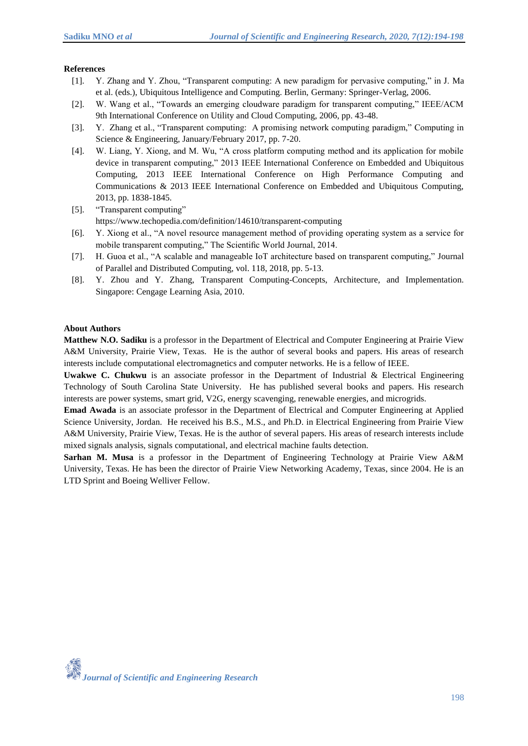## References

[1]. Y. Zhang and Y. Zhou, "Transparent computing: A new paradigm for pervasive computing," in J. Ma et al. (eds.), Ubiquitous Intelligence and Computing. Berlin, Germany: Springer-Verlag, 2006.

[2]. W. Wang et al., "Towards an emerging cloudware paradigm for transparent computing," IEEE/ACM 9th International Conference on Utility and Cloud Computing, 2006, pp. 43-48.

[3]. Y. Zhang et al., "Transparent computing: A promising network computing paradigm," Computing in Science & Engineering, January/February 2017, pp. 7-20.

[4]. W. Liang, Y. Xiong, and M. Wu, "A cross platform computing method and its application for mobile device in transparent computing," 2013 IEEE International Conference on Embedded and Ubiquitous Computing, 2013 IEEE International Conference on High Performance Computing and Communications & 2013 IEEE International Conference on Embedded and Ubiquitous Computing, 2013, pp. 1838-1845.

[5]. "Transparent computing" https://www.techopedia.com/definition/14610/transparent-computing

[6]. Y. Xiong et al., "A novel resource management method of providing operating system as a service for mobile transparent computing," The Scientific World Journal, 2014.

[7]. H. Guoa et al., "A scalable and manageable IoT architecture based on transparent computing," Journal of Parallel and Distributed Computing, vol. 118, 2018, pp. 5-13.

[8]. Y. Zhou and Y. Zhang, Transparent Computing-Concepts, Architecture, and Implementation. Singapore: Cengage Learning Asia, 2010.

## About Authors

**Matthew N.O. Sadiku** is a professor in the Department of Electrical and Computer Engineering at Prairie View A&M University, Prairie View, Texas. He is the author of several books and papers. His areas of research interests include computational electromagnetics and computer networks. He is a fellow of IEEE.

**Uwakwe C. Chukwu** is an associate professor in the Department of Industrial & Electrical Engineering Technology of South Carolina State University. He has published several books and papers. His research interests are power systems, smart grid, V2G, energy scavenging, renewable energies, and microgrids.

**Emad Awada** is an associate professor in the Department of Electrical and Computer Engineering at Applied Science University, Jordan. He received his B.S., M.S., and Ph.D. in Electrical Engineering from Prairie View A&M University, Prairie View, Texas. He is the author of several papers. His areas of research interests include mixed signals analysis, signals computational, and electrical machine faults detection.

**Sarhan M. Musa** is a professor in the Department of Engineering Technology at Prairie View A&M University, Texas. He has been the director of Prairie View Networking Academy, Texas, since 2004. He is an LTD Sprint and Boeing Welliver Fellow.